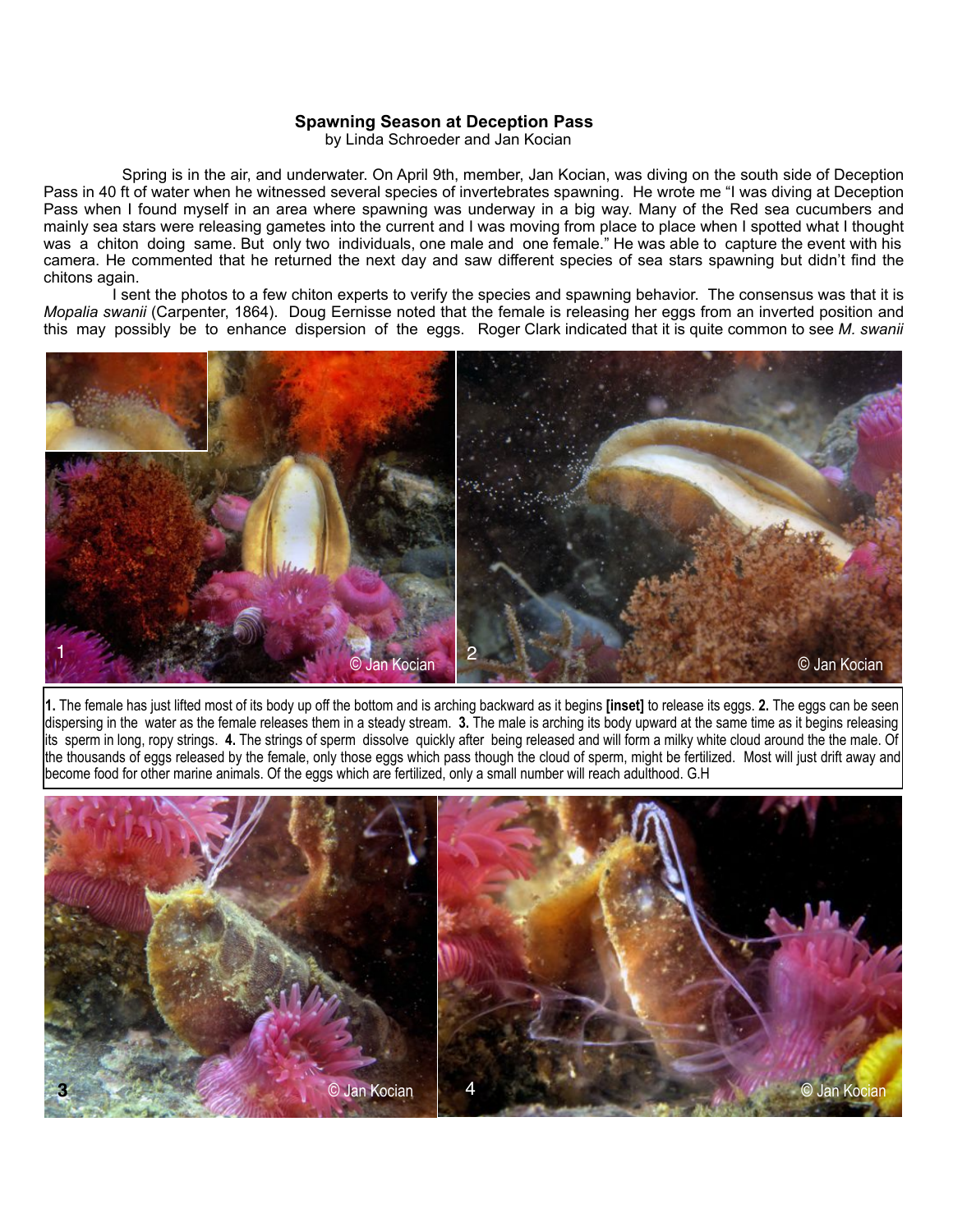**Spawning Season at Deception Pass**
by Linda Schroeder and Jan Kocian

Spring is in the air, and underwater. On April 9th, member, Jan Kocian, was diving on the south side of Deception Pass in 40 ft of water when he witnessed several species of invertebrates spawning. He wrote me "I was diving at Deception Pass when I found myself in an area where spawning was underway in a big way. Many of the Red sea cucumbers and mainly sea stars were releasing gametes into the current and I was moving from place to place when I spotted what I thought was a chiton doing same. But only two individuals, one male and one female." He was able to capture the event with his camera. He commented that he returned the next day and saw different species of sea stars spawning but didn't find the chitons again.

I sent the photos to a few chiton experts to verify the species and spawning behavior. The consensus was that it is *Mopalia swanii* (Carpenter, 1864). Doug Eernisse noted that the female is releasing her eggs from an inverted position and this may possibly be to enhance dispersion of the eggs. Roger Clark indicated that it is quite common to see *M. swanii*

**1.** The female has just lifted most of its body up off the bottom and is arching backward as it begins **[inset]** to release its eggs. **2.** The eggs can be seen dispersing in the water as the female releases them in a steady stream. **3.** The male is arching its body upward at the same time as it begins releasing its sperm in long, ropy strings. **4.** The strings of sperm dissolve quickly after being released and will form a milky white cloud around the the male. Of the thousands of eggs released by the female, only those eggs which pass though the cloud of sperm, might be fertilized. Most will just drift away and become food for other marine animals. Of the eggs which are fertilized, only a small number will reach adulthood. G.H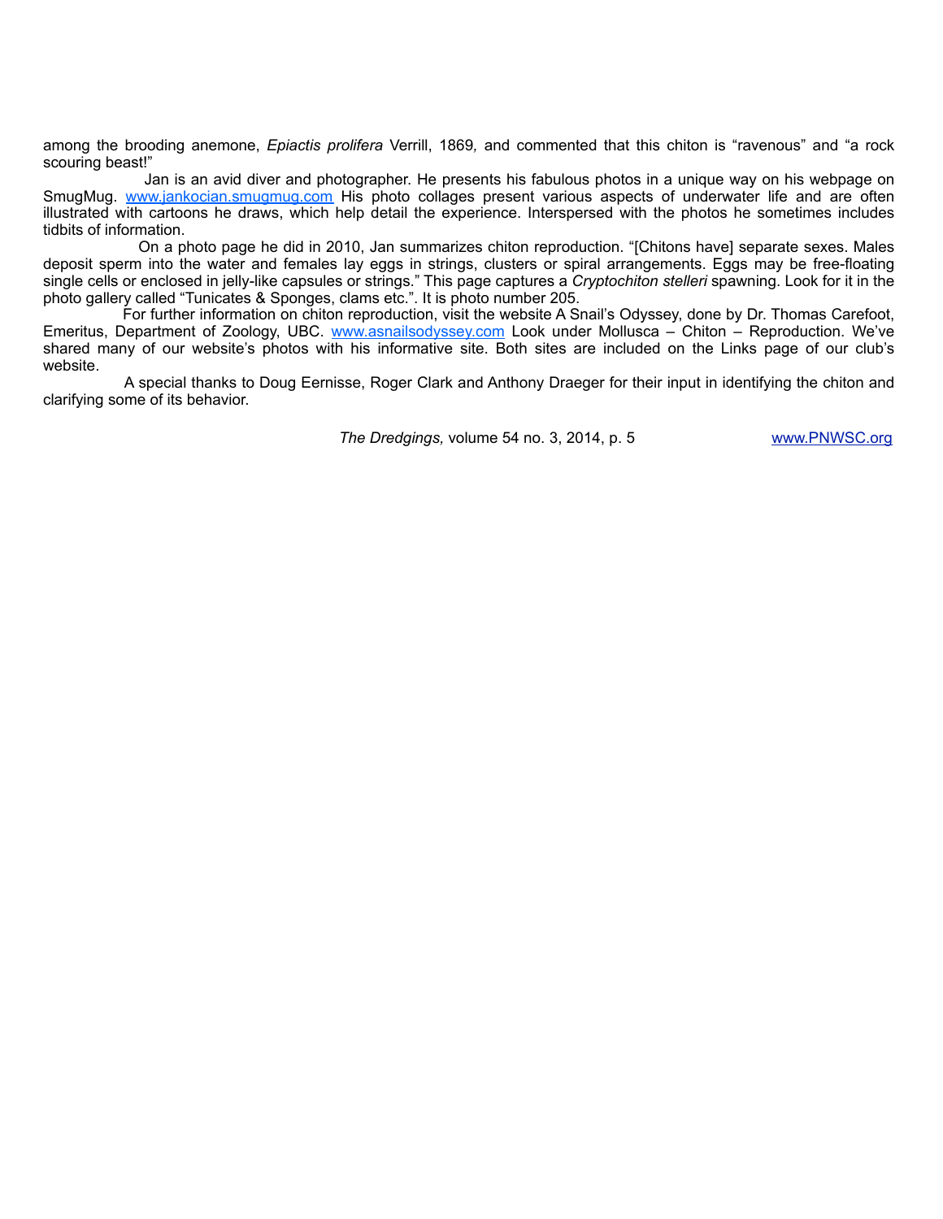among the brooding anemone, *Epiactis prolifera* Verrill, 1869*,* and commented that this chiton is "ravenous" and "a rock scouring beast!"

Jan is an avid diver and photographer. He presents his fabulous photos in a unique way on his webpage on SmugMug. [www.jankocian.smugmug.com](http://www.jankocian.smugmug.com) His photo collages present various aspects of underwater life and are often illustrated with cartoons he draws, which help detail the experience. Interspersed with the photos he sometimes includes tidbits of information.

On a photo page he did in 2010, Jan summarizes chiton reproduction. "[Chitons have] separate sexes. Males deposit sperm into the water and females lay eggs in strings, clusters or spiral arrangements. Eggs may be free-floating single cells or enclosed in jelly-like capsules or strings." This page captures a *Cryptochiton stelleri* spawning. Look for it in the photo gallery called "Tunicates & Sponges, clams etc.". It is photo number 205.

For further information on chiton reproduction, visit the website A Snail's Odyssey, done by Dr. Thomas Carefoot, Emeritus, Department of Zoology, UBC. [www.asnailsodyssey.com](http://www.asnailsodyssey.com) Look under Mollusca – Chiton – Reproduction. We've shared many of our website's photos with his informative site. Both sites are included on the Links page of our club's website.

A special thanks to Doug Eernisse, Roger Clark and Anthony Draeger for their input in identifying the chiton and clarifying some of its behavior.